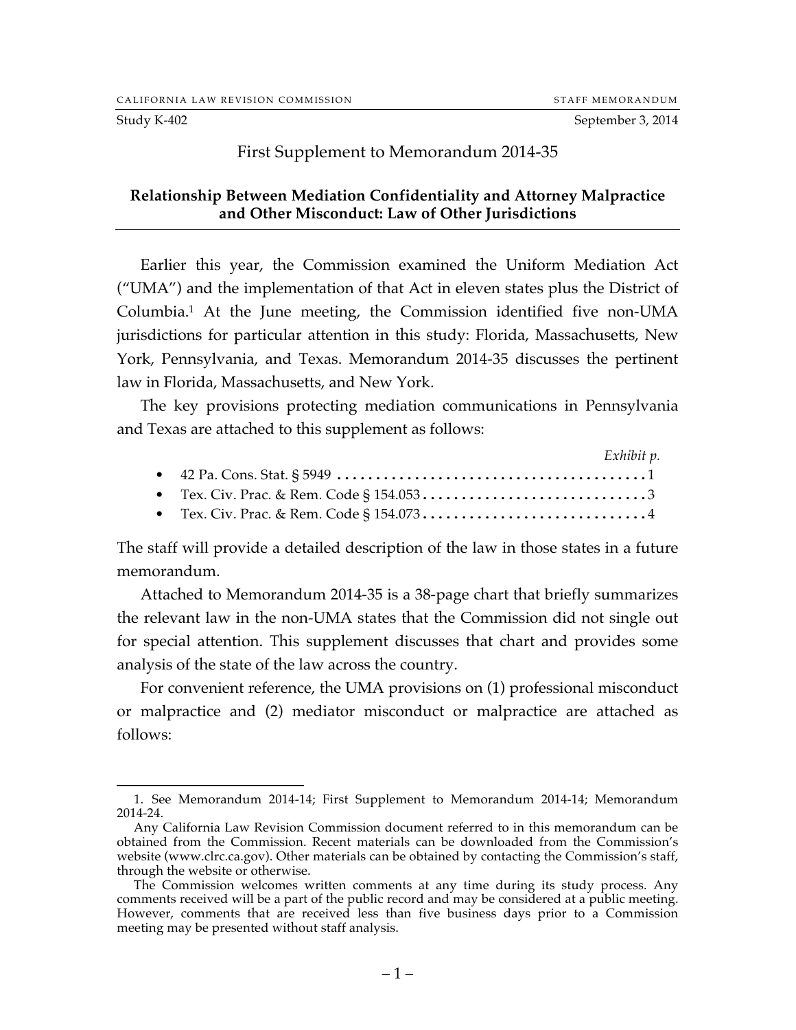CALIFORNIA LAW REVISION COMMISSION — STAFF MEMORANDUM

Study K-402 — September 3, 2014

# First Supplement to Memorandum 2014-35

## Relationship Between Mediation Confidentiality and Attorney Malpractice and Other Misconduct: Law of Other Jurisdictions

Earlier this year, the Commission examined the Uniform Mediation Act ("UMA") and the implementation of that Act in eleven states plus the District of Columbia.[1] At the June meeting, the Commission identified five non-UMA jurisdictions for particular attention in this study: Florida, Massachusetts, New York, Pennsylvania, and Texas. Memorandum 2014-35 discusses the pertinent law in Florida, Massachusetts, and New York.

The key provisions protecting mediation communications in Pennsylvania and Texas are attached to this supplement as follows:

| | *Exhibit p.* |
|---|---|
| • 42 Pa. Cons. Stat. § 5949 | 1 |
| • Tex. Civ. Prac. & Rem. Code § 154.053 | 3 |
| • Tex. Civ. Prac. & Rem. Code § 154.073 | 4 |

The staff will provide a detailed description of the law in those states in a future memorandum.

Attached to Memorandum 2014-35 is a 38-page chart that briefly summarizes the relevant law in the non-UMA states that the Commission did not single out for special attention. This supplement discusses that chart and provides some analysis of the state of the law across the country.

For convenient reference, the UMA provisions on (1) professional misconduct or malpractice and (2) mediator misconduct or malpractice are attached as follows:

---

1. See Memorandum 2014-14; First Supplement to Memorandum 2014-14; Memorandum 2014-24.

Any California Law Revision Commission document referred to in this memorandum can be obtained from the Commission. Recent materials can be downloaded from the Commission's website (www.clrc.ca.gov). Other materials can be obtained by contacting the Commission's staff, through the website or otherwise.

The Commission welcomes written comments at any time during its study process. Any comments received will be a part of the public record and may be considered at a public meeting. However, comments that are received less than five business days prior to a Commission meeting may be presented without staff analysis.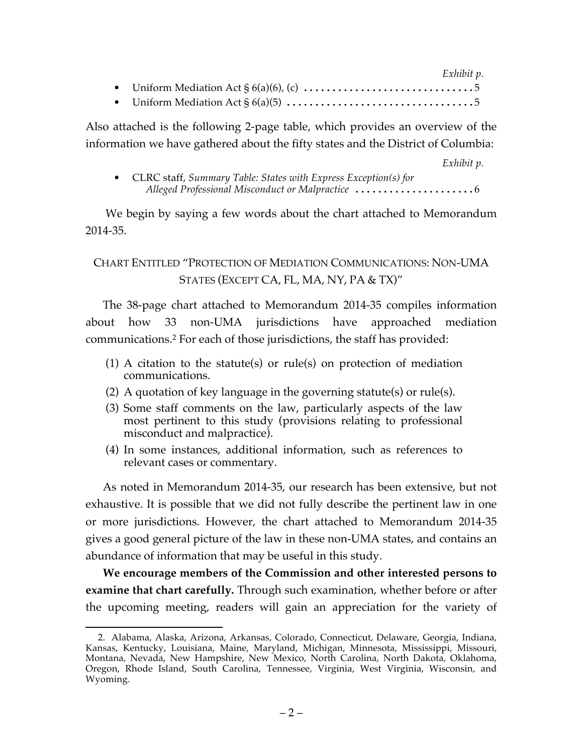*Exhibit p.*

- Uniform Mediation Act § 6(a)(6), (c) .............................. 5
- Uniform Mediation Act § 6(a)(5) .................................. 5

Also attached is the following 2-page table, which provides an overview of the information we have gathered about the fifty states and the District of Columbia:

*Exhibit p.*

- CLRC staff, *Summary Table: States with Express Exception(s) for Alleged Professional Misconduct or Malpractice* ..................... 6

We begin by saying a few words about the chart attached to Memorandum 2014-35.

## CHART ENTITLED "PROTECTION OF MEDIATION COMMUNICATIONS: NON-UMA STATES (EXCEPT CA, FL, MA, NY, PA & TX)"

The 38-page chart attached to Memorandum 2014-35 compiles information about how 33 non-UMA jurisdictions have approached mediation communications.[2] For each of those jurisdictions, the staff has provided:

(1) A citation to the statute(s) or rule(s) on protection of mediation communications.
(2) A quotation of key language in the governing statute(s) or rule(s).
(3) Some staff comments on the law, particularly aspects of the law most pertinent to this study (provisions relating to professional misconduct and malpractice).
(4) In some instances, additional information, such as references to relevant cases or commentary.

As noted in Memorandum 2014-35, our research has been extensive, but not exhaustive. It is possible that we did not fully describe the pertinent law in one or more jurisdictions. However, the chart attached to Memorandum 2014-35 gives a good general picture of the law in these non-UMA states, and contains an abundance of information that may be useful in this study.

**We encourage members of the Commission and other interested persons to examine that chart carefully.** Through such examination, whether before or after the upcoming meeting, readers will gain an appreciation for the variety of

---

2. Alabama, Alaska, Arizona, Arkansas, Colorado, Connecticut, Delaware, Georgia, Indiana, Kansas, Kentucky, Louisiana, Maine, Maryland, Michigan, Minnesota, Mississippi, Missouri, Montana, Nevada, New Hampshire, New Mexico, North Carolina, North Dakota, Oklahoma, Oregon, Rhode Island, South Carolina, Tennessee, Virginia, West Virginia, Wisconsin, and Wyoming.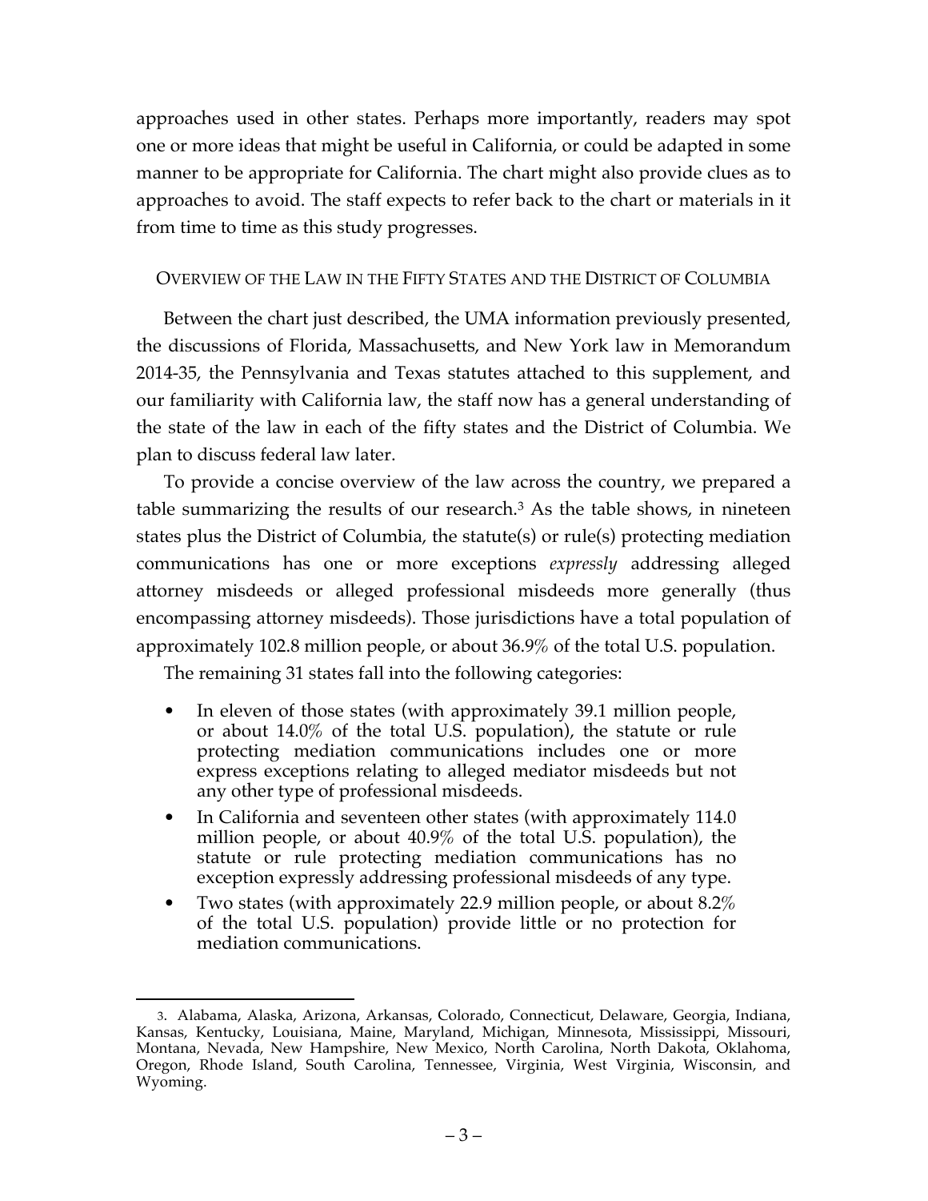approaches used in other states. Perhaps more importantly, readers may spot one or more ideas that might be useful in California, or could be adapted in some manner to be appropriate for California. The chart might also provide clues as to approaches to avoid. The staff expects to refer back to the chart or materials in it from time to time as this study progresses.

## OVERVIEW OF THE LAW IN THE FIFTY STATES AND THE DISTRICT OF COLUMBIA

Between the chart just described, the UMA information previously presented, the discussions of Florida, Massachusetts, and New York law in Memorandum 2014-35, the Pennsylvania and Texas statutes attached to this supplement, and our familiarity with California law, the staff now has a general understanding of the state of the law in each of the fifty states and the District of Columbia. We plan to discuss federal law later.

To provide a concise overview of the law across the country, we prepared a table summarizing the results of our research.[3] As the table shows, in nineteen states plus the District of Columbia, the statute(s) or rule(s) protecting mediation communications has one or more exceptions *expressly* addressing alleged attorney misdeeds or alleged professional misdeeds more generally (thus encompassing attorney misdeeds). Those jurisdictions have a total population of approximately 102.8 million people, or about 36.9% of the total U.S. population.

The remaining 31 states fall into the following categories:

- In eleven of those states (with approximately 39.1 million people, or about 14.0% of the total U.S. population), the statute or rule protecting mediation communications includes one or more express exceptions relating to alleged mediator misdeeds but not any other type of professional misdeeds.
- In California and seventeen other states (with approximately 114.0 million people, or about 40.9% of the total U.S. population), the statute or rule protecting mediation communications has no exception expressly addressing professional misdeeds of any type.
- Two states (with approximately 22.9 million people, or about 8.2% of the total U.S. population) provide little or no protection for mediation communications.

3. Alabama, Alaska, Arizona, Arkansas, Colorado, Connecticut, Delaware, Georgia, Indiana, Kansas, Kentucky, Louisiana, Maine, Maryland, Michigan, Minnesota, Mississippi, Missouri, Montana, Nevada, New Hampshire, New Mexico, North Carolina, North Dakota, Oklahoma, Oregon, Rhode Island, South Carolina, Tennessee, Virginia, West Virginia, Wisconsin, and Wyoming.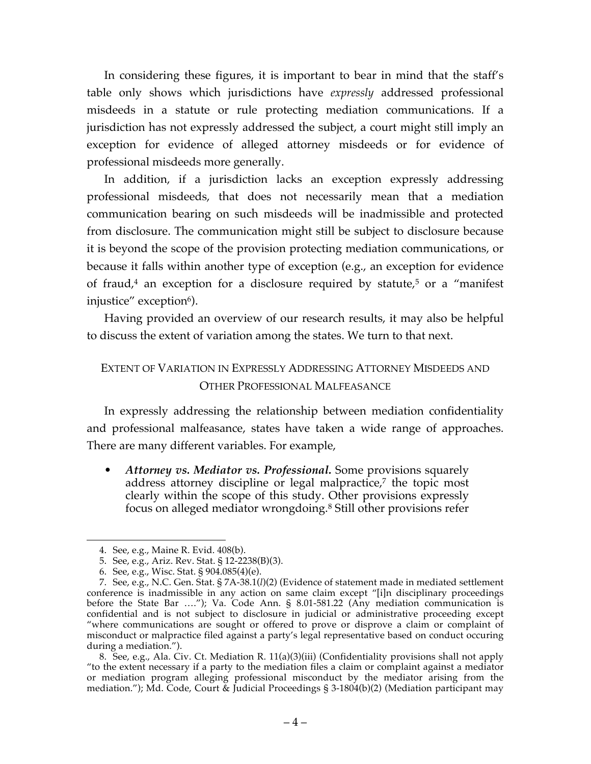In considering these figures, it is important to bear in mind that the staff's table only shows which jurisdictions have *expressly* addressed professional misdeeds in a statute or rule protecting mediation communications. If a jurisdiction has not expressly addressed the subject, a court might still imply an exception for evidence of alleged attorney misdeeds or for evidence of professional misdeeds more generally.

In addition, if a jurisdiction lacks an exception expressly addressing professional misdeeds, that does not necessarily mean that a mediation communication bearing on such misdeeds will be inadmissible and protected from disclosure. The communication might still be subject to disclosure because it is beyond the scope of the provision protecting mediation communications, or because it falls within another type of exception (e.g., an exception for evidence of fraud,[4] an exception for a disclosure required by statute,[5] or a "manifest injustice" exception[6]).

Having provided an overview of our research results, it may also be helpful to discuss the extent of variation among the states. We turn to that next.

## EXTENT OF VARIATION IN EXPRESSLY ADDRESSING ATTORNEY MISDEEDS AND OTHER PROFESSIONAL MALFEASANCE

In expressly addressing the relationship between mediation confidentiality and professional malfeasance, states have taken a wide range of approaches. There are many different variables. For example,

- ***Attorney vs. Mediator vs. Professional.*** Some provisions squarely address attorney discipline or legal malpractice,[7] the topic most clearly within the scope of this study. Other provisions expressly focus on alleged mediator wrongdoing.[8] Still other provisions refer

---

4. See, e.g., Maine R. Evid. 408(b).

5. See, e.g., Ariz. Rev. Stat. § 12-2238(B)(3).

6. See, e.g., Wisc. Stat. § 904.085(4)(e).

7. See, e.g., N.C. Gen. Stat. § 7A-38.1(*l*)(2) (Evidence of statement made in mediated settlement conference is inadmissible in any action on same claim except "[i]n disciplinary proceedings before the State Bar …."); Va. Code Ann. § 8.01-581.22 (Any mediation communication is confidential and is not subject to disclosure in judicial or administrative proceeding except "where communications are sought or offered to prove or disprove a claim or complaint of misconduct or malpractice filed against a party's legal representative based on conduct occuring during a mediation.").

8. See, e.g., Ala. Civ. Ct. Mediation R. 11(a)(3)(iii) (Confidentiality provisions shall not apply "to the extent necessary if a party to the mediation files a claim or complaint against a mediator or mediation program alleging professional misconduct by the mediator arising from the mediation."); Md. Code, Court & Judicial Proceedings § 3-1804(b)(2) (Mediation participant may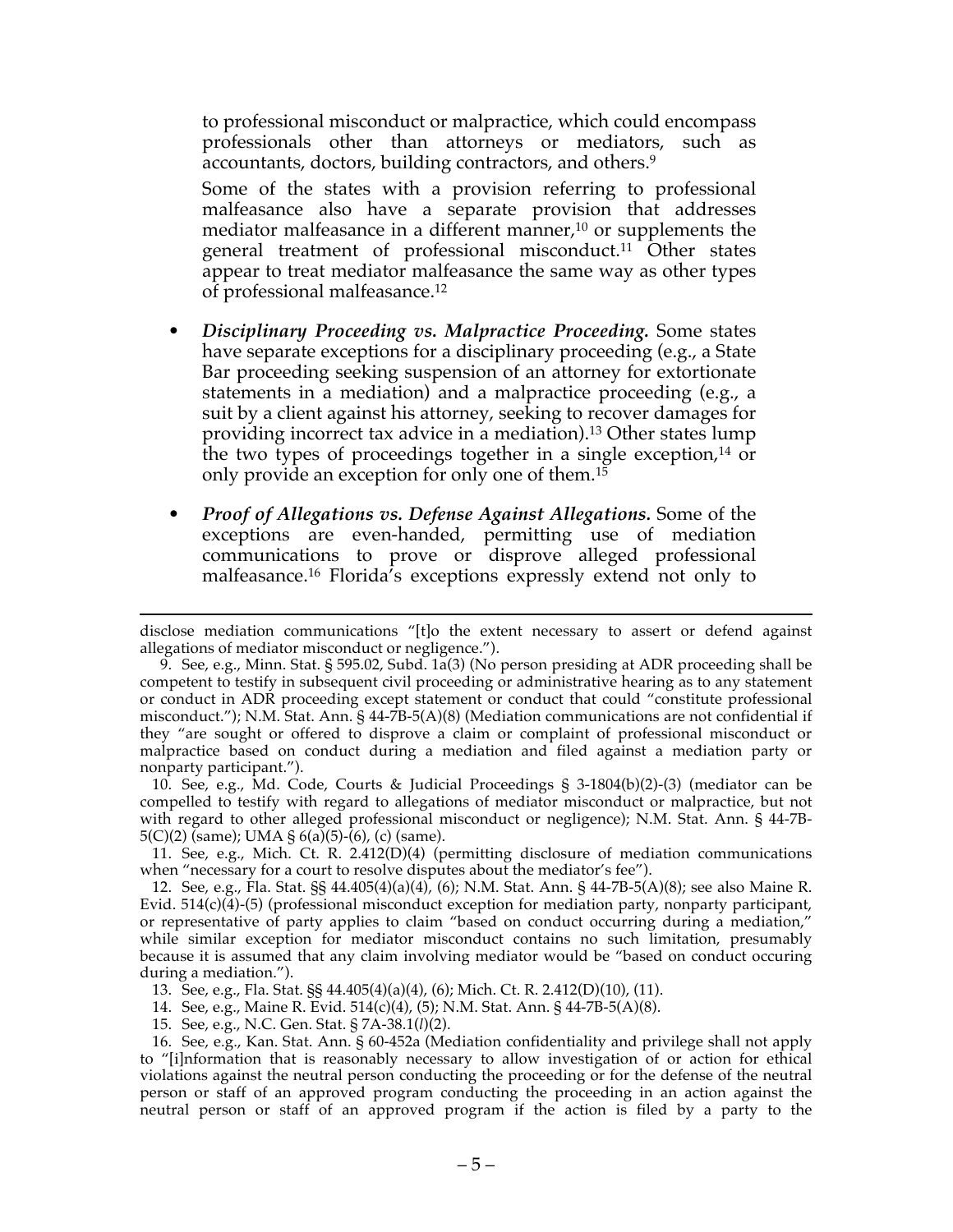to professional misconduct or malpractice, which could encompass professionals other than attorneys or mediators, such as accountants, doctors, building contractors, and others.[9]

Some of the states with a provision referring to professional malfeasance also have a separate provision that addresses mediator malfeasance in a different manner,[10] or supplements the general treatment of professional misconduct.[11] Other states appear to treat mediator malfeasance the same way as other types of professional malfeasance.[12]

- ***Disciplinary Proceeding vs. Malpractice Proceeding.*** Some states have separate exceptions for a disciplinary proceeding (e.g., a State Bar proceeding seeking suspension of an attorney for extortionate statements in a mediation) and a malpractice proceeding (e.g., a suit by a client against his attorney, seeking to recover damages for providing incorrect tax advice in a mediation).[13] Other states lump the two types of proceedings together in a single exception,[14] or only provide an exception for only one of them.[15]

- ***Proof of Allegations vs. Defense Against Allegations.*** Some of the exceptions are even-handed, permitting use of mediation communications to prove or disprove alleged professional malfeasance.[16] Florida's exceptions expressly extend not only to

---

disclose mediation communications "[t]o the extent necessary to assert or defend against allegations of mediator misconduct or negligence.").

9. See, e.g., Minn. Stat. § 595.02, Subd. 1a(3) (No person presiding at ADR proceeding shall be competent to testify in subsequent civil proceeding or administrative hearing as to any statement or conduct in ADR proceeding except statement or conduct that could "constitute professional misconduct."); N.M. Stat. Ann. § 44-7B-5(A)(8) (Mediation communications are not confidential if they "are sought or offered to disprove a claim or complaint of professional misconduct or malpractice based on conduct during a mediation and filed against a mediation party or nonparty participant.").

10. See, e.g., Md. Code, Courts & Judicial Proceedings § 3-1804(b)(2)-(3) (mediator can be compelled to testify with regard to allegations of mediator misconduct or malpractice, but not with regard to other alleged professional misconduct or negligence); N.M. Stat. Ann. § 44-7B-5(C)(2) (same); UMA § 6(a)(5)-(6), (c) (same).

11. See, e.g., Mich. Ct. R. 2.412(D)(4) (permitting disclosure of mediation communications when "necessary for a court to resolve disputes about the mediator's fee").

12. See, e.g., Fla. Stat. §§ 44.405(4)(a)(4), (6); N.M. Stat. Ann. § 44-7B-5(A)(8); see also Maine R. Evid. 514(c)(4)-(5) (professional misconduct exception for mediation party, nonparty participant, or representative of party applies to claim "based on conduct occurring during a mediation," while similar exception for mediator misconduct contains no such limitation, presumably because it is assumed that any claim involving mediator would be "based on conduct occuring during a mediation.").

13. See, e.g., Fla. Stat. §§ 44.405(4)(a)(4), (6); Mich. Ct. R. 2.412(D)(10), (11).

14. See, e.g., Maine R. Evid. 514(c)(4), (5); N.M. Stat. Ann. § 44-7B-5(A)(8).

15. See, e.g., N.C. Gen. Stat. § 7A-38.1(*l*)(2).

16. See, e.g., Kan. Stat. Ann. § 60-452a (Mediation confidentiality and privilege shall not apply to "[i]nformation that is reasonably necessary to allow investigation of or action for ethical violations against the neutral person conducting the proceeding or for the defense of the neutral person or staff of an approved program conducting the proceeding in an action against the neutral person or staff of an approved program if the action is filed by a party to the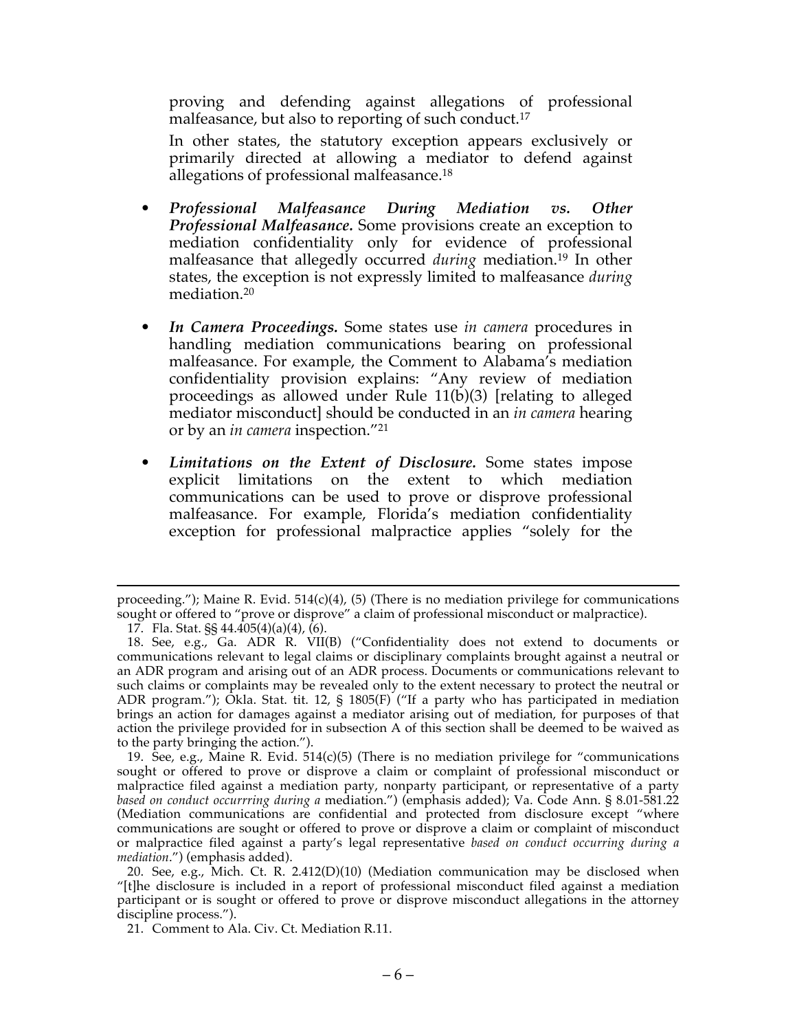proving and defending against allegations of professional malfeasance, but also to reporting of such conduct.[17]

In other states, the statutory exception appears exclusively or primarily directed at allowing a mediator to defend against allegations of professional malfeasance.[18]

- ***Professional Malfeasance During Mediation vs. Other Professional Malfeasance.*** Some provisions create an exception to mediation confidentiality only for evidence of professional malfeasance that allegedly occurred *during* mediation.[19] In other states, the exception is not expressly limited to malfeasance *during* mediation.[20]

- ***In Camera Proceedings.*** Some states use *in camera* procedures in handling mediation communications bearing on professional malfeasance. For example, the Comment to Alabama's mediation confidentiality provision explains: "Any review of mediation proceedings as allowed under Rule 11(b)(3) [relating to alleged mediator misconduct] should be conducted in an *in camera* hearing or by an *in camera* inspection."[21]

- ***Limitations on the Extent of Disclosure.*** Some states impose explicit limitations on the extent to which mediation communications can be used to prove or disprove professional malfeasance. For example, Florida's mediation confidentiality exception for professional malpractice applies "solely for the

---

proceeding."); Maine R. Evid. 514(c)(4), (5) (There is no mediation privilege for communications sought or offered to "prove or disprove" a claim of professional misconduct or malpractice).

17. Fla. Stat. §§ 44.405(4)(a)(4), (6).

18. See, e.g., Ga. ADR R. VII(B) ("Confidentiality does not extend to documents or communications relevant to legal claims or disciplinary complaints brought against a neutral or an ADR program and arising out of an ADR process. Documents or communications relevant to such claims or complaints may be revealed only to the extent necessary to protect the neutral or ADR program."); Okla. Stat. tit. 12, § 1805(F) ("If a party who has participated in mediation brings an action for damages against a mediator arising out of mediation, for purposes of that action the privilege provided for in subsection A of this section shall be deemed to be waived as to the party bringing the action.").

19. See, e.g., Maine R. Evid. 514(c)(5) (There is no mediation privilege for "communications sought or offered to prove or disprove a claim or complaint of professional misconduct or malpractice filed against a mediation party, nonparty participant, or representative of a party *based on conduct occurrring during a* mediation.") (emphasis added); Va. Code Ann. § 8.01-581.22 (Mediation communications are confidential and protected from disclosure except "where communications are sought or offered to prove or disprove a claim or complaint of misconduct or malpractice filed against a party's legal representative *based on conduct occurring during a mediation*.") (emphasis added).

20. See, e.g., Mich. Ct. R. 2.412(D)(10) (Mediation communication may be disclosed when "[t]he disclosure is included in a report of professional misconduct filed against a mediation participant or is sought or offered to prove or disprove misconduct allegations in the attorney discipline process.").

21. Comment to Ala. Civ. Ct. Mediation R.11.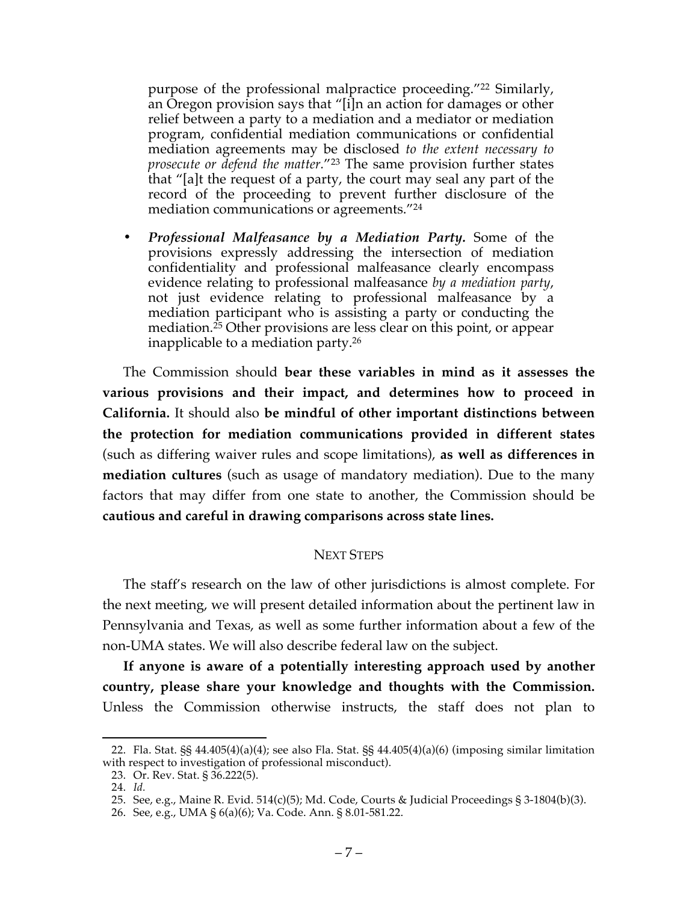purpose of the professional malpractice proceeding."[22] Similarly, an Oregon provision says that "[i]n an action for damages or other relief between a party to a mediation and a mediator or mediation program, confidential mediation communications or confidential mediation agreements may be disclosed *to the extent necessary to prosecute or defend the matter*."[23] The same provision further states that "[a]t the request of a party, the court may seal any part of the record of the proceeding to prevent further disclosure of the mediation communications or agreements."[24]

- ***Professional Malfeasance by a Mediation Party.*** Some of the provisions expressly addressing the intersection of mediation confidentiality and professional malfeasance clearly encompass evidence relating to professional malfeasance *by a mediation party*, not just evidence relating to professional malfeasance by a mediation participant who is assisting a party or conducting the mediation.[25] Other provisions are less clear on this point, or appear inapplicable to a mediation party.[26]

The Commission should **bear these variables in mind as it assesses the various provisions and their impact, and determines how to proceed in California.** It should also **be mindful of other important distinctions between the protection for mediation communications provided in different states** (such as differing waiver rules and scope limitations), **as well as differences in mediation cultures** (such as usage of mandatory mediation). Due to the many factors that may differ from one state to another, the Commission should be **cautious and careful in drawing comparisons across state lines.**

## NEXT STEPS

The staff's research on the law of other jurisdictions is almost complete. For the next meeting, we will present detailed information about the pertinent law in Pennsylvania and Texas, as well as some further information about a few of the non-UMA states. We will also describe federal law on the subject.

**If anyone is aware of a potentially interesting approach used by another country, please share your knowledge and thoughts with the Commission.** Unless the Commission otherwise instructs, the staff does not plan to

---

22. Fla. Stat. §§ 44.405(4)(a)(4); see also Fla. Stat. §§ 44.405(4)(a)(6) (imposing similar limitation with respect to investigation of professional misconduct).

23. Or. Rev. Stat. § 36.222(5).

24. *Id.*

25. See, e.g., Maine R. Evid. 514(c)(5); Md. Code, Courts & Judicial Proceedings § 3-1804(b)(3).

26. See, e.g., UMA § 6(a)(6); Va. Code. Ann. § 8.01-581.22.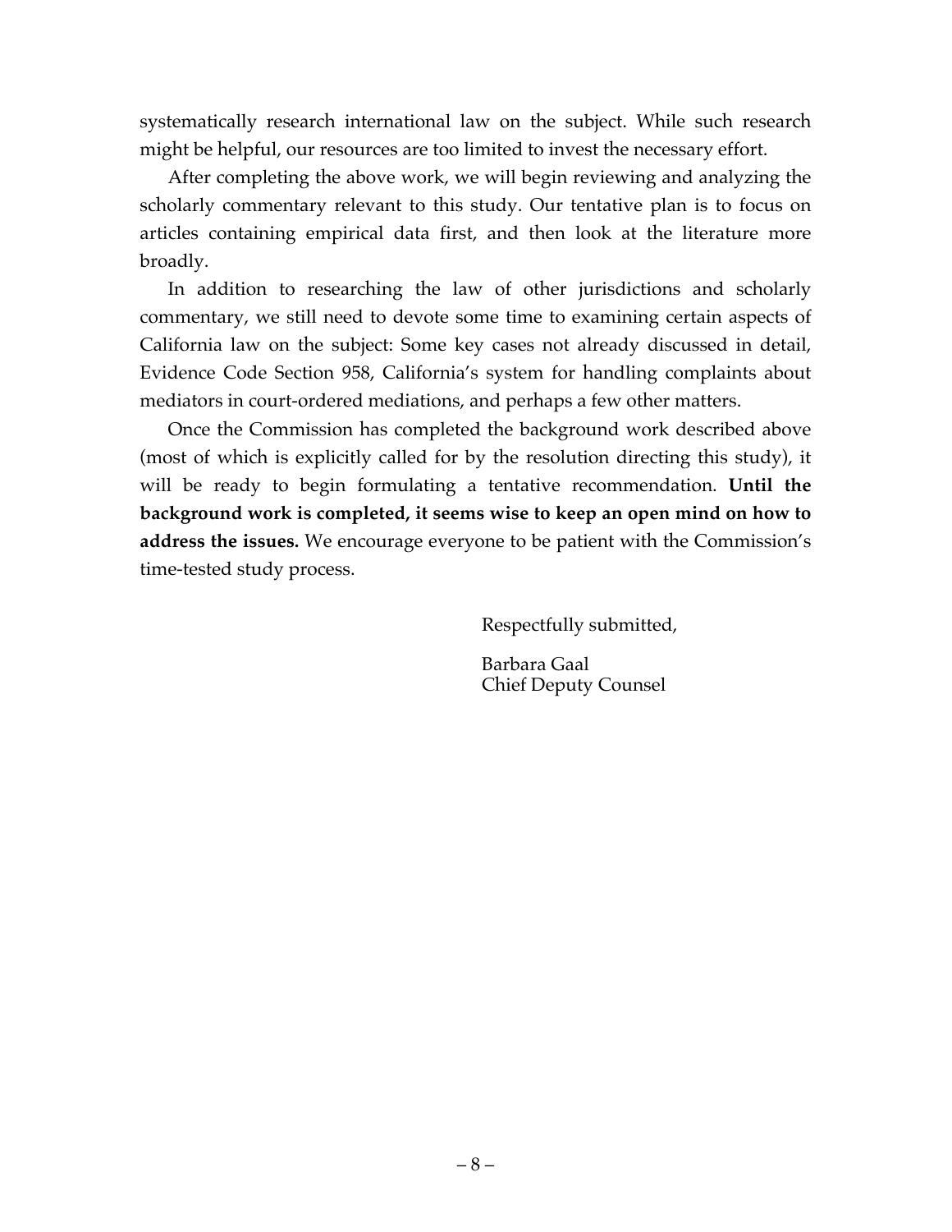systematically research international law on the subject. While such research might be helpful, our resources are too limited to invest the necessary effort.

After completing the above work, we will begin reviewing and analyzing the scholarly commentary relevant to this study. Our tentative plan is to focus on articles containing empirical data first, and then look at the literature more broadly.

In addition to researching the law of other jurisdictions and scholarly commentary, we still need to devote some time to examining certain aspects of California law on the subject: Some key cases not already discussed in detail, Evidence Code Section 958, California's system for handling complaints about mediators in court-ordered mediations, and perhaps a few other matters.

Once the Commission has completed the background work described above (most of which is explicitly called for by the resolution directing this study), it will be ready to begin formulating a tentative recommendation. **Until the background work is completed, it seems wise to keep an open mind on how to address the issues.** We encourage everyone to be patient with the Commission's time-tested study process.

Respectfully submitted,

Barbara Gaal
Chief Deputy Counsel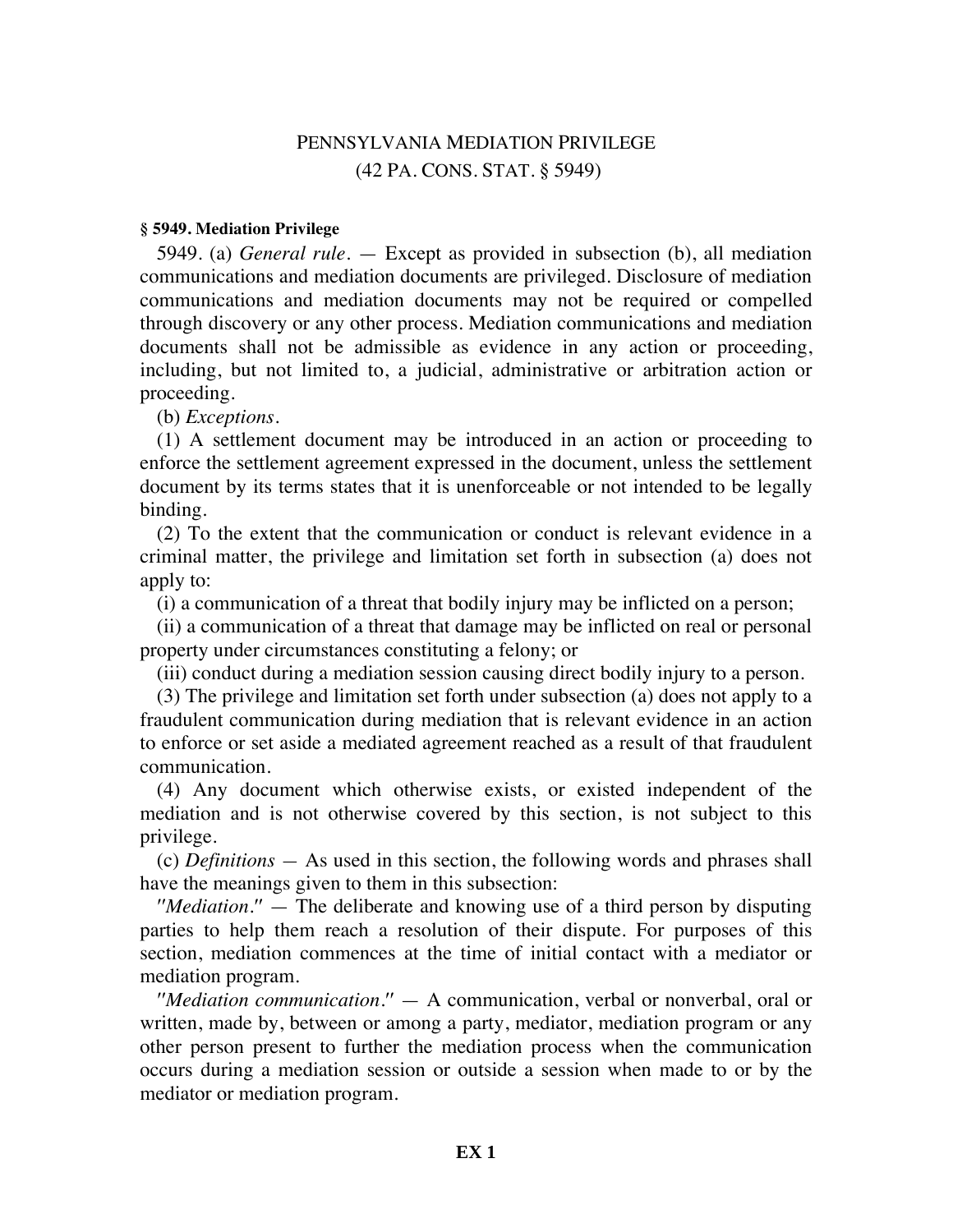# PENNSYLVANIA MEDIATION PRIVILEGE
## (42 PA. CONS. STAT. § 5949)

**§ 5949. Mediation Privilege**

5949. (a) *General rule*. — Except as provided in subsection (b), all mediation communications and mediation documents are privileged. Disclosure of mediation communications and mediation documents may not be required or compelled through discovery or any other process. Mediation communications and mediation documents shall not be admissible as evidence in any action or proceeding, including, but not limited to, a judicial, administrative or arbitration action or proceeding.

(b) *Exceptions*.

(1) A settlement document may be introduced in an action or proceeding to enforce the settlement agreement expressed in the document, unless the settlement document by its terms states that it is unenforceable or not intended to be legally binding.

(2) To the extent that the communication or conduct is relevant evidence in a criminal matter, the privilege and limitation set forth in subsection (a) does not apply to:

(i) a communication of a threat that bodily injury may be inflicted on a person;

(ii) a communication of a threat that damage may be inflicted on real or personal property under circumstances constituting a felony; or

(iii) conduct during a mediation session causing direct bodily injury to a person.

(3) The privilege and limitation set forth under subsection (a) does not apply to a fraudulent communication during mediation that is relevant evidence in an action to enforce or set aside a mediated agreement reached as a result of that fraudulent communication.

(4) Any document which otherwise exists, or existed independent of the mediation and is not otherwise covered by this section, is not subject to this privilege.

(c) *Definitions* — As used in this section, the following words and phrases shall have the meanings given to them in this subsection:

*"Mediation."* — The deliberate and knowing use of a third person by disputing parties to help them reach a resolution of their dispute. For purposes of this section, mediation commences at the time of initial contact with a mediator or mediation program.

*"Mediation communication."* — A communication, verbal or nonverbal, oral or written, made by, between or among a party, mediator, mediation program or any other person present to further the mediation process when the communication occurs during a mediation session or outside a session when made to or by the mediator or mediation program.

**EX 1**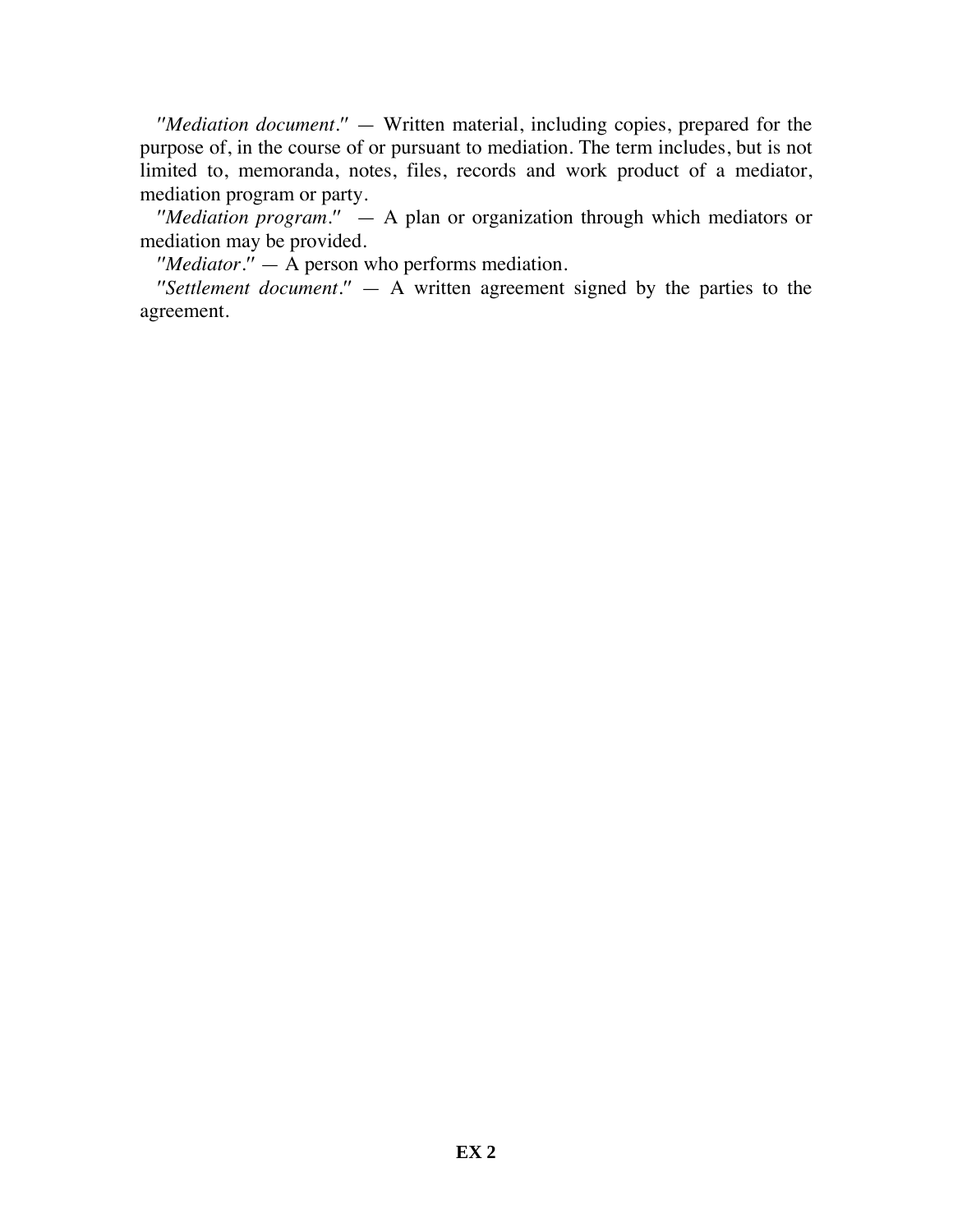*"Mediation document."* — Written material, including copies, prepared for the purpose of, in the course of or pursuant to mediation. The term includes, but is not limited to, memoranda, notes, files, records and work product of a mediator, mediation program or party.

*"Mediation program."* — A plan or organization through which mediators or mediation may be provided.

*"Mediator."* — A person who performs mediation.

*"Settlement document."* — A written agreement signed by the parties to the agreement.

**EX 2**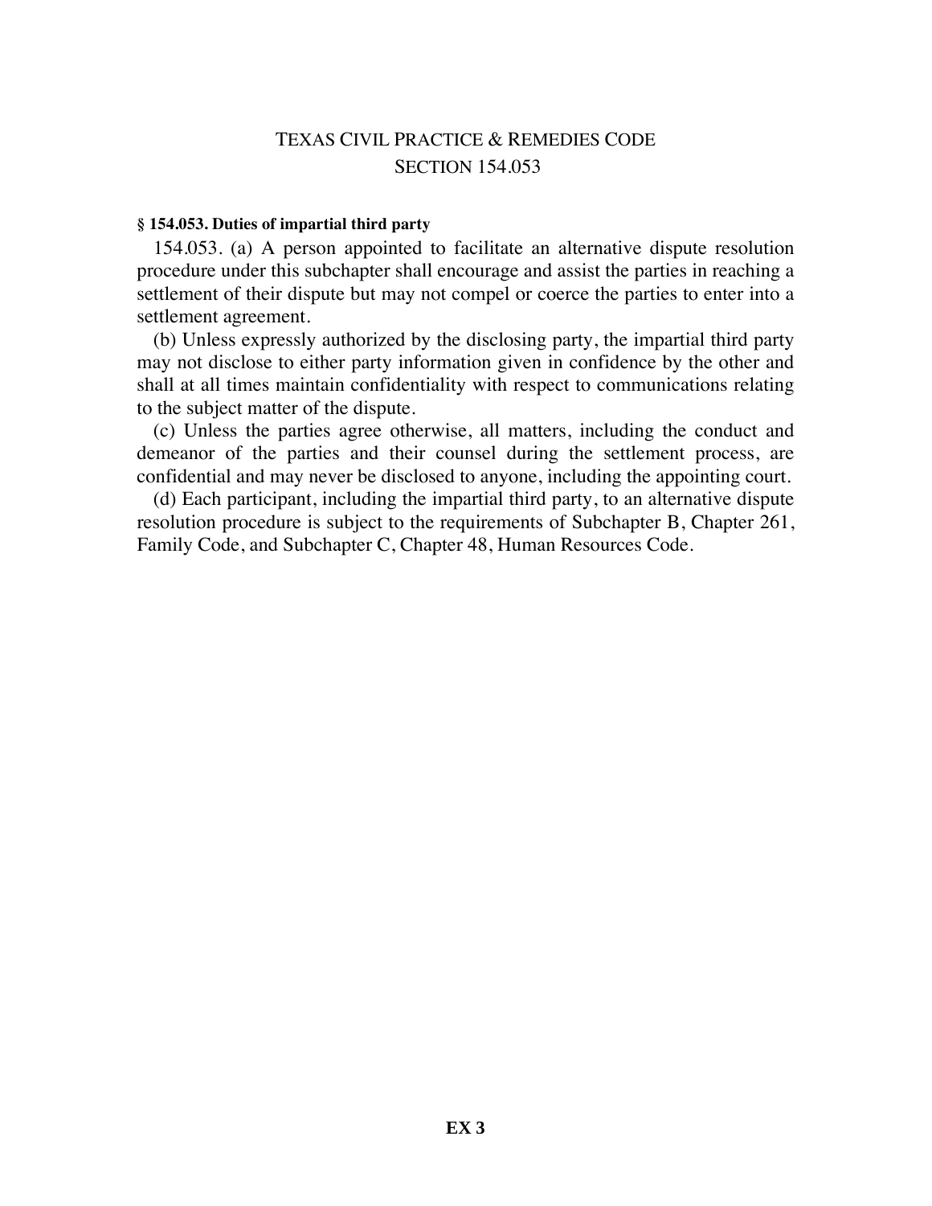# TEXAS CIVIL PRACTICE & REMEDIES CODE
## SECTION 154.053

**§ 154.053. Duties of impartial third party**

154.053. (a) A person appointed to facilitate an alternative dispute resolution procedure under this subchapter shall encourage and assist the parties in reaching a settlement of their dispute but may not compel or coerce the parties to enter into a settlement agreement.

(b) Unless expressly authorized by the disclosing party, the impartial third party may not disclose to either party information given in confidence by the other and shall at all times maintain confidentiality with respect to communications relating to the subject matter of the dispute.

(c) Unless the parties agree otherwise, all matters, including the conduct and demeanor of the parties and their counsel during the settlement process, are confidential and may never be disclosed to anyone, including the appointing court.

(d) Each participant, including the impartial third party, to an alternative dispute resolution procedure is subject to the requirements of Subchapter B, Chapter 261, Family Code, and Subchapter C, Chapter 48, Human Resources Code.

**EX 3**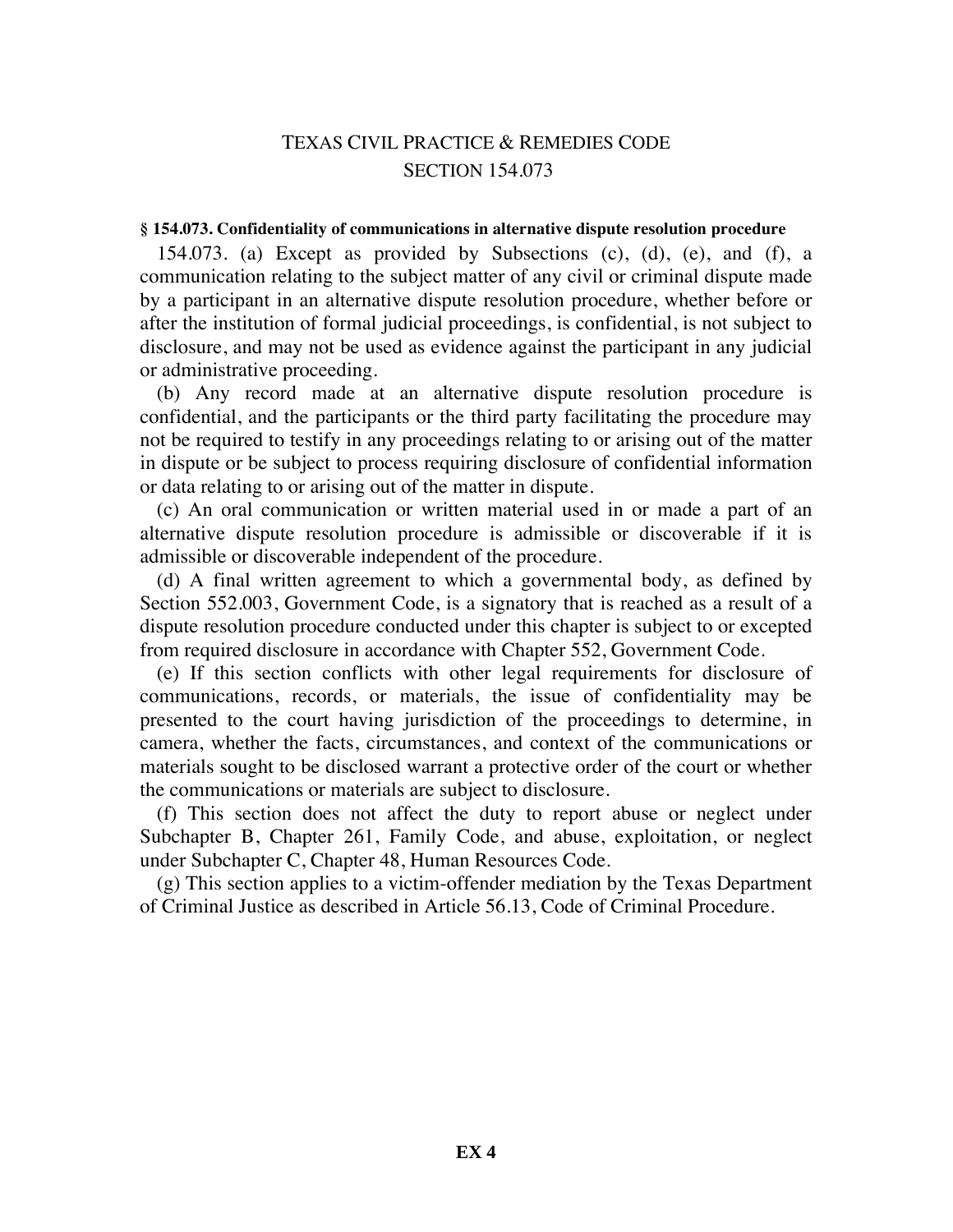# TEXAS CIVIL PRACTICE & REMEDIES CODE
## SECTION 154.073

**§ 154.073. Confidentiality of communications in alternative dispute resolution procedure**

154.073. (a) Except as provided by Subsections (c), (d), (e), and (f), a communication relating to the subject matter of any civil or criminal dispute made by a participant in an alternative dispute resolution procedure, whether before or after the institution of formal judicial proceedings, is confidential, is not subject to disclosure, and may not be used as evidence against the participant in any judicial or administrative proceeding.

(b) Any record made at an alternative dispute resolution procedure is confidential, and the participants or the third party facilitating the procedure may not be required to testify in any proceedings relating to or arising out of the matter in dispute or be subject to process requiring disclosure of confidential information or data relating to or arising out of the matter in dispute.

(c) An oral communication or written material used in or made a part of an alternative dispute resolution procedure is admissible or discoverable if it is admissible or discoverable independent of the procedure.

(d) A final written agreement to which a governmental body, as defined by Section 552.003, Government Code, is a signatory that is reached as a result of a dispute resolution procedure conducted under this chapter is subject to or excepted from required disclosure in accordance with Chapter 552, Government Code.

(e) If this section conflicts with other legal requirements for disclosure of communications, records, or materials, the issue of confidentiality may be presented to the court having jurisdiction of the proceedings to determine, in camera, whether the facts, circumstances, and context of the communications or materials sought to be disclosed warrant a protective order of the court or whether the communications or materials are subject to disclosure.

(f) This section does not affect the duty to report abuse or neglect under Subchapter B, Chapter 261, Family Code, and abuse, exploitation, or neglect under Subchapter C, Chapter 48, Human Resources Code.

(g) This section applies to a victim-offender mediation by the Texas Department of Criminal Justice as described in Article 56.13, Code of Criminal Procedure.

**EX 4**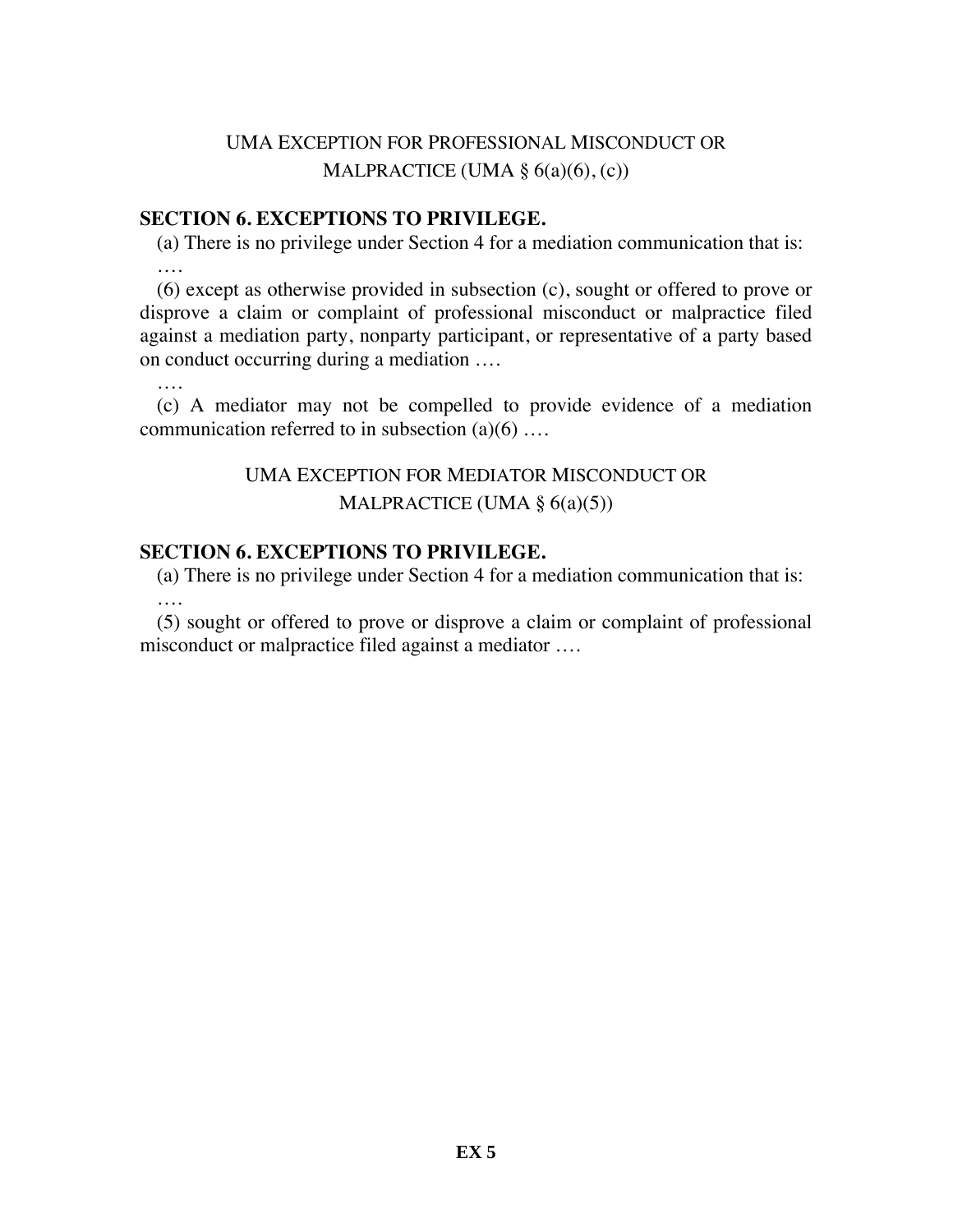## UMA EXCEPTION FOR PROFESSIONAL MISCONDUCT OR MALPRACTICE (UMA § 6(a)(6), (c))

**SECTION 6. EXCEPTIONS TO PRIVILEGE.**

(a) There is no privilege under Section 4 for a mediation communication that is:

….

(6) except as otherwise provided in subsection (c), sought or offered to prove or disprove a claim or complaint of professional misconduct or malpractice filed against a mediation party, nonparty participant, or representative of a party based on conduct occurring during a mediation ….

….

(c) A mediator may not be compelled to provide evidence of a mediation communication referred to in subsection (a)(6) ….

## UMA EXCEPTION FOR MEDIATOR MISCONDUCT OR MALPRACTICE (UMA § 6(a)(5))

**SECTION 6. EXCEPTIONS TO PRIVILEGE.**

(a) There is no privilege under Section 4 for a mediation communication that is:

….

(5) sought or offered to prove or disprove a claim or complaint of professional misconduct or malpractice filed against a mediator ….

**EX 5**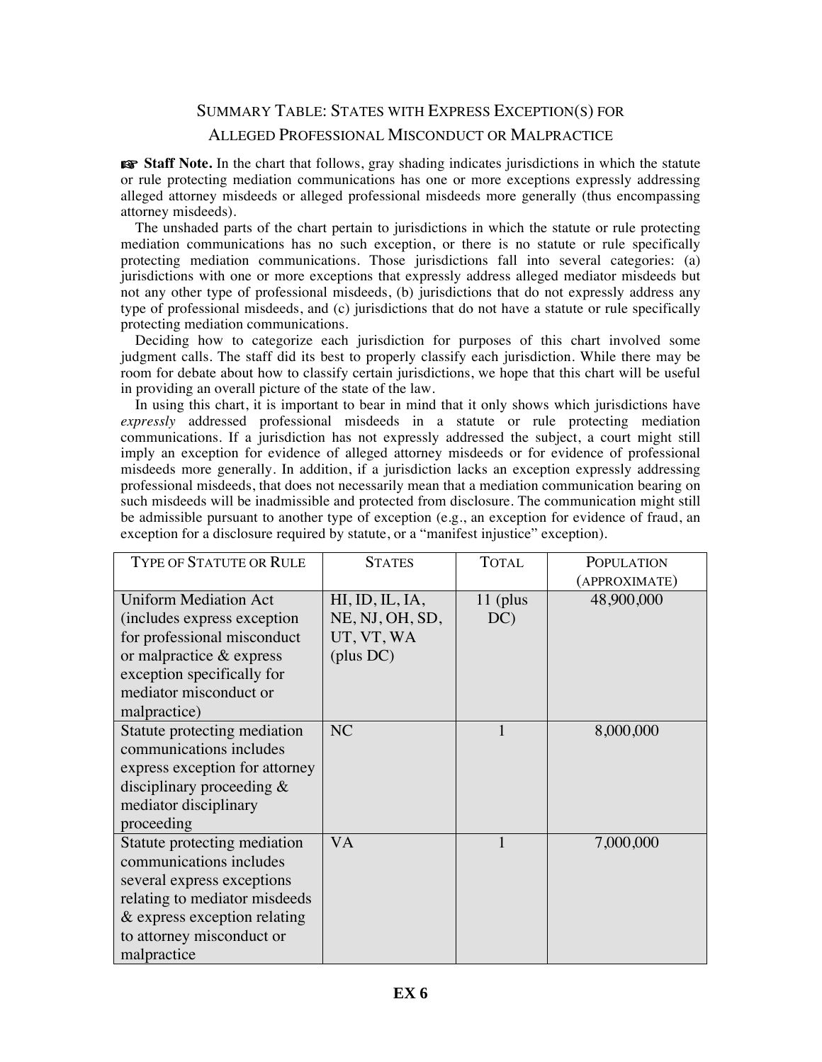## SUMMARY TABLE: STATES WITH EXPRESS EXCEPTION(S) FOR ALLEGED PROFESSIONAL MISCONDUCT OR MALPRACTICE

☞ **Staff Note.** In the chart that follows, gray shading indicates jurisdictions in which the statute or rule protecting mediation communications has one or more exceptions expressly addressing alleged attorney misdeeds or alleged professional misdeeds more generally (thus encompassing attorney misdeeds).

The unshaded parts of the chart pertain to jurisdictions in which the statute or rule protecting mediation communications has no such exception, or there is no statute or rule specifically protecting mediation communications. Those jurisdictions fall into several categories: (a) jurisdictions with one or more exceptions that expressly address alleged mediator misdeeds but not any other type of professional misdeeds, (b) jurisdictions that do not expressly address any type of professional misdeeds, and (c) jurisdictions that do not have a statute or rule specifically protecting mediation communications.

Deciding how to categorize each jurisdiction for purposes of this chart involved some judgment calls. The staff did its best to properly classify each jurisdiction. While there may be room for debate about how to classify certain jurisdictions, we hope that this chart will be useful in providing an overall picture of the state of the law.

In using this chart, it is important to bear in mind that it only shows which jurisdictions have *expressly* addressed professional misdeeds in a statute or rule protecting mediation communications. If a jurisdiction has not expressly addressed the subject, a court might still imply an exception for evidence of alleged attorney misdeeds or for evidence of professional misdeeds more generally. In addition, if a jurisdiction lacks an exception expressly addressing professional misdeeds, that does not necessarily mean that a mediation communication bearing on such misdeeds will be inadmissible and protected from disclosure. The communication might still be admissible pursuant to another type of exception (e.g., an exception for evidence of fraud, an exception for a disclosure required by statute, or a "manifest injustice" exception).

| TYPE OF STATUTE OR RULE | STATES | TOTAL | POPULATION (APPROXIMATE) |
|---|---|---|---|
| Uniform Mediation Act (includes express exception for professional misconduct or malpractice & express exception specifically for mediator misconduct or malpractice) | HI, ID, IL, IA, NE, NJ, OH, SD, UT, VT, WA (plus DC) | 11 (plus DC) | 48,900,000 |
| Statute protecting mediation communications includes express exception for attorney disciplinary proceeding & mediator disciplinary proceeding | NC | 1 | 8,000,000 |
| Statute protecting mediation communications includes several express exceptions relating to mediator misdeeds & express exception relating to attorney misconduct or malpractice | VA | 1 | 7,000,000 |

**EX 6**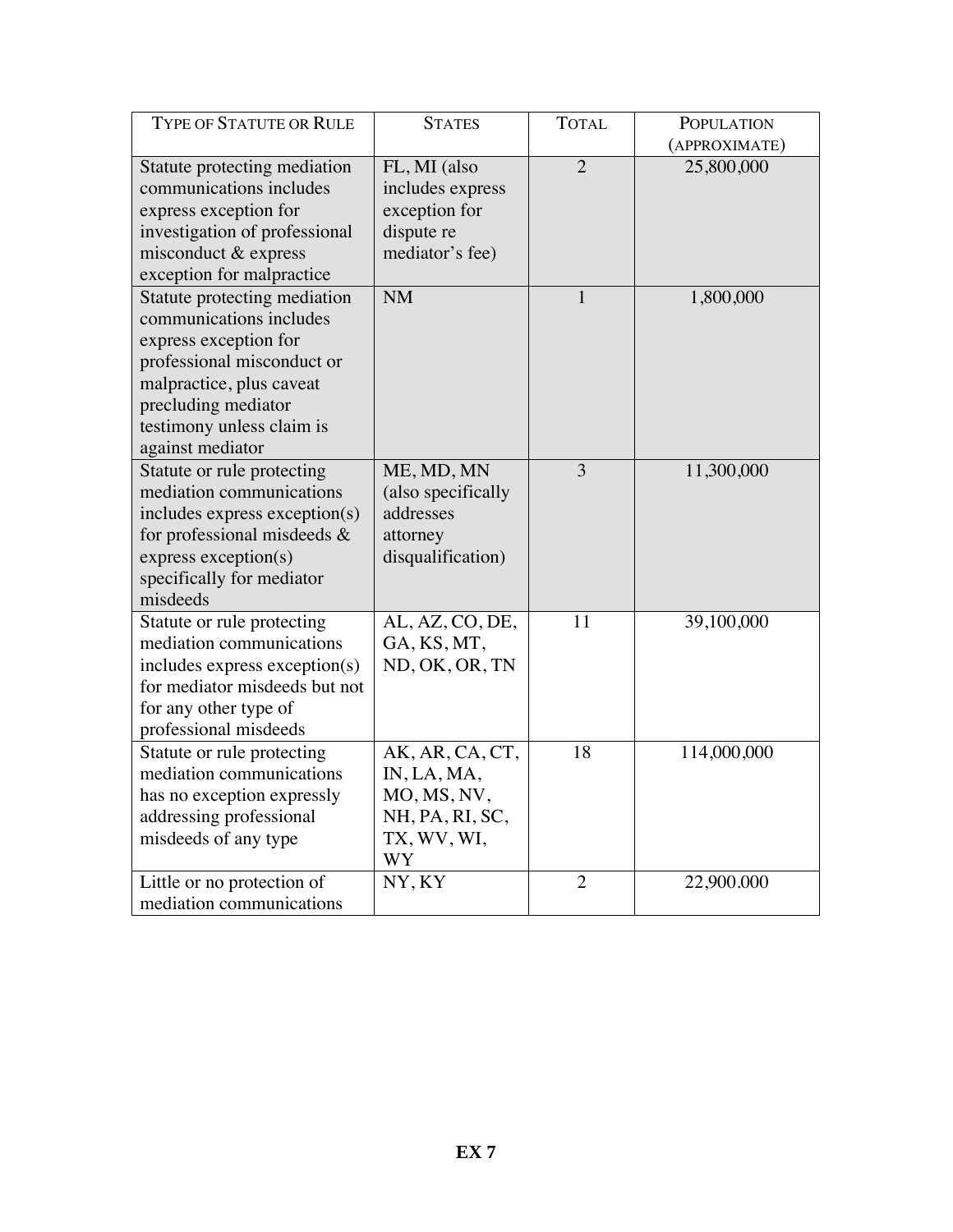| Type of Statute or Rule | States | Total | Population (approximate) |
| --- | --- | --- | --- |
| Statute protecting mediation communications includes express exception for investigation of professional misconduct & express exception for malpractice | FL, MI (also includes express exception for dispute re mediator's fee) | 2 | 25,800,000 |
| Statute protecting mediation communications includes express exception for professional misconduct or malpractice, plus caveat precluding mediator testimony unless claim is against mediator | NM | 1 | 1,800,000 |
| Statute or rule protecting mediation communications includes express exception(s) for professional misdeeds & express exception(s) specifically for mediator misdeeds | ME, MD, MN (also specifically addresses attorney disqualification) | 3 | 11,300,000 |
| Statute or rule protecting mediation communications includes express exception(s) for mediator misdeeds but not for any other type of professional misdeeds | AL, AZ, CO, DE, GA, KS, MT, ND, OK, OR, TN | 11 | 39,100,000 |
| Statute or rule protecting mediation communications has no exception expressly addressing professional misdeeds of any type | AK, AR, CA, CT, IN, LA, MA, MO, MS, NV, NH, PA, RI, SC, TX, WV, WI, WY | 18 | 114,000,000 |
| Little or no protection of mediation communications | NY, KY | 2 | 22,900.000 |

**EX 7**